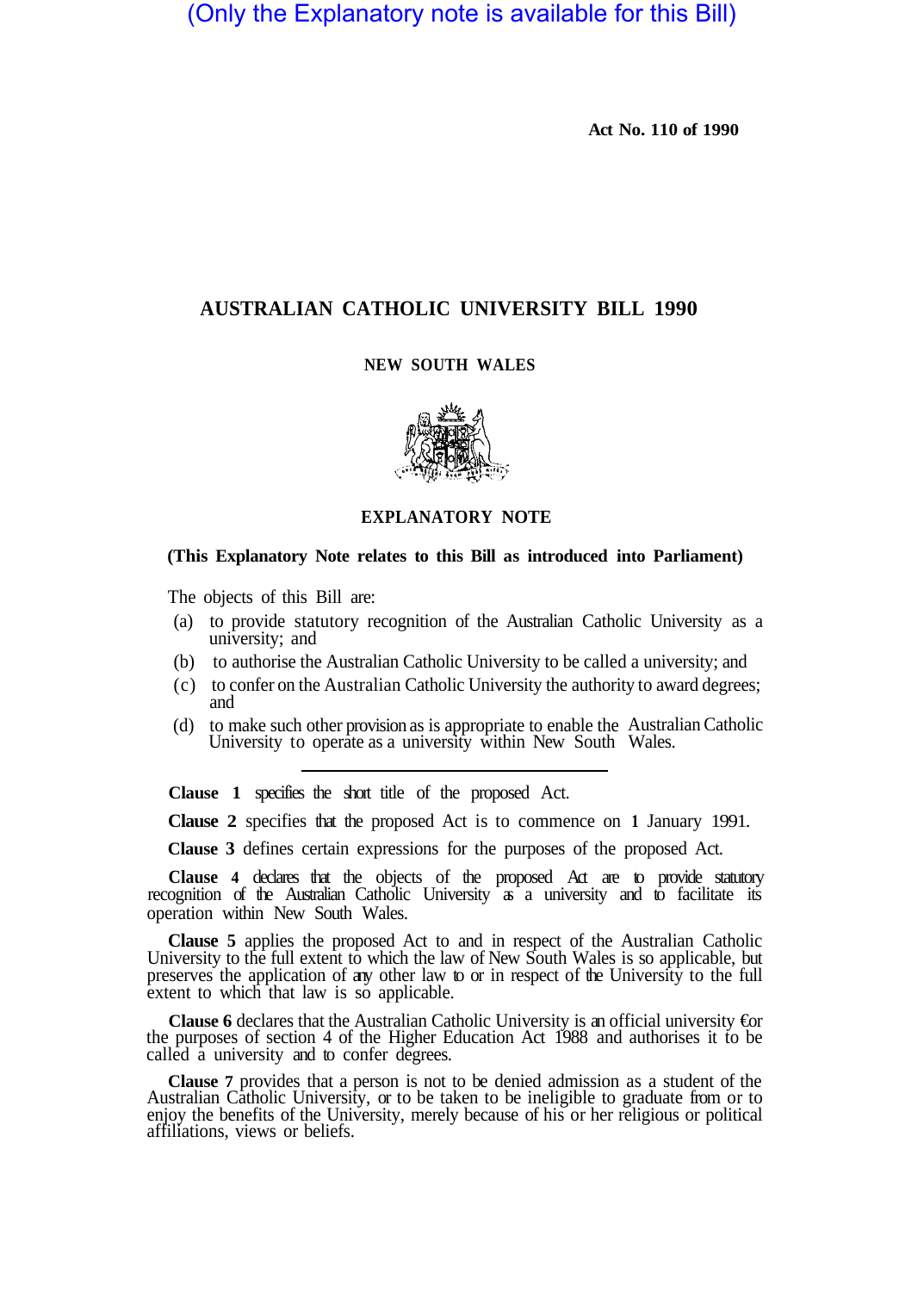(Only the Explanatory note is available for this Bill)

**Act No. 110 of 1990**

# AUSTRALIAN CATHOLIC UNIVERSITY BILL 1990

## NEW SOUTH WALES

## EXPLANATORY NOTE

**(This Explanatory Note relates to this Bill as introduced into Parliament)**

The objects of this Bill are:

(a) to provide statutory recognition of the Australian Catholic University as a university; and

(b) to authorise the Australian Catholic University to be called a university; and

(c) to confer on the Australian Catholic University the authority to award degrees; and

(d) to make such other provision as is appropriate to enable the Australian Catholic University to operate as a university within New South Wales.

---

**Clause 1** specifies the short title of the proposed Act.

**Clause 2** specifies that the proposed Act is to commence on 1 January 1991.

**Clause 3** defines certain expressions for the purposes of the proposed Act.

**Clause 4** declares that the objects of the proposed Act are to provide statutory recognition of the Australian Catholic University as a university and to facilitate its operation within New South Wales.

**Clause 5** applies the proposed Act to and in respect of the Australian Catholic University to the full extent to which the law of New South Wales is so applicable, but preserves the application of any other law to or in respect of the University to the full extent to which that law is so applicable.

**Clause 6** declares that the Australian Catholic University is an official university €or the purposes of section 4 of the Higher Education Act 1988 and authorises it to be called a university and to confer degrees.

**Clause 7** provides that a person is not to be denied admission as a student of the Australian Catholic University, or to be taken to be ineligible to graduate from or to enjoy the benefits of the University, merely because of his or her religious or political affiliations, views or beliefs.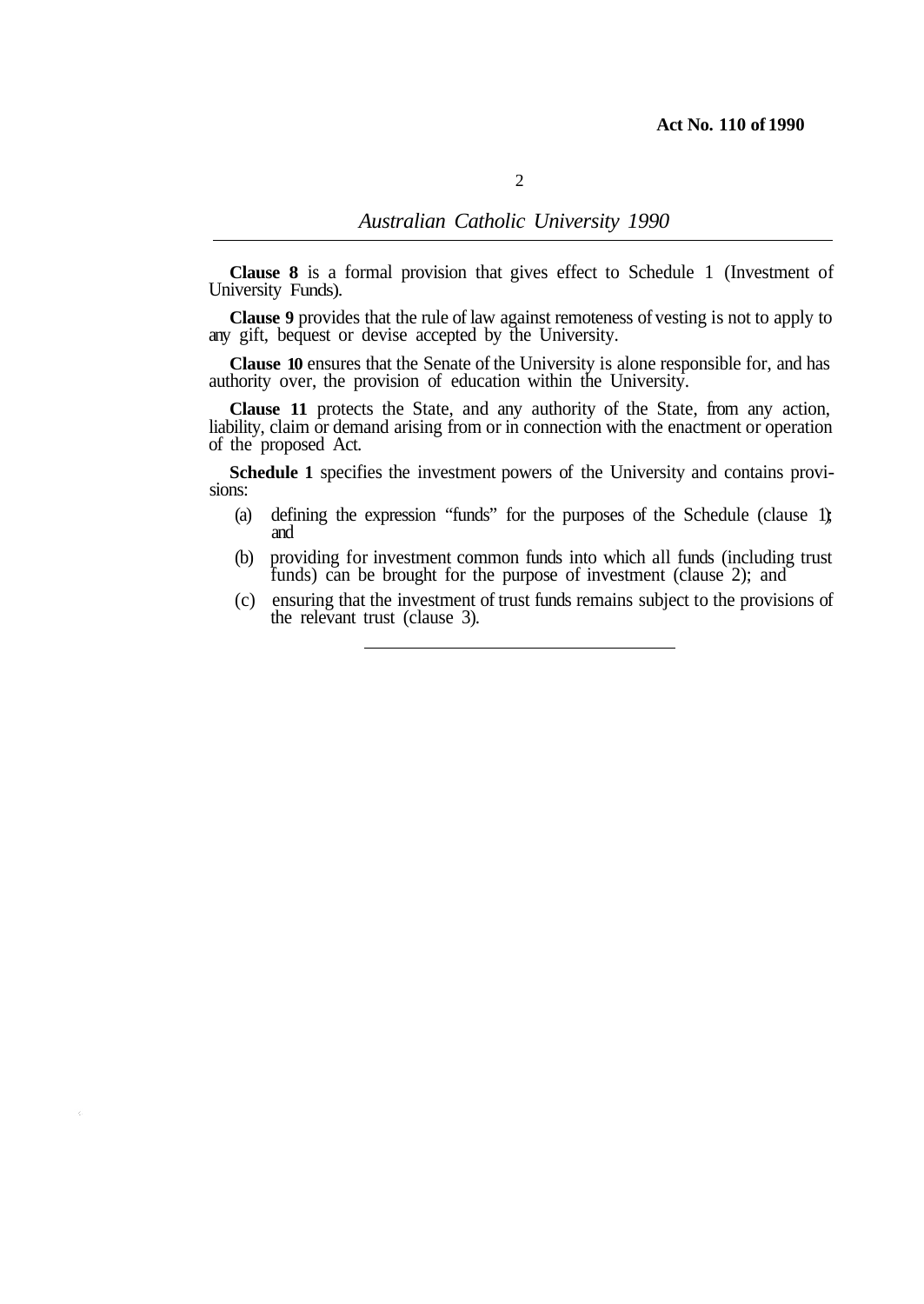**Clause 8** is a formal provision that gives effect to Schedule 1 (Investment of University Funds).

**Clause 9** provides that the rule of law against remoteness of vesting is not to apply to any gift, bequest or devise accepted by the University.

**Clause 10** ensures that the Senate of the University is alone responsible for, and has authority over, the provision of education within the University.

**Clause 11** protects the State, and any authority of the State, from any action, liability, claim or demand arising from or in connection with the enactment or operation of the proposed Act.

**Schedule 1** specifies the investment powers of the University and contains provisions:

(a) defining the expression "funds" for the purposes of the Schedule (clause 1); and

(b) providing for investment common funds into which all funds (including trust funds) can be brought for the purpose of investment (clause 2); and

(c) ensuring that the investment of trust funds remains subject to the provisions of the relevant trust (clause 3).